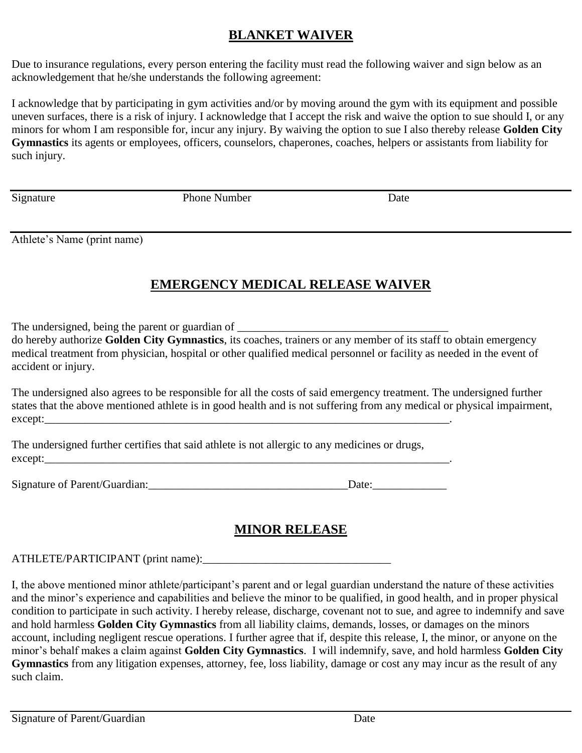# BLANKET WAIVER

Due to insurance regulations, every person entering the facility must read the following waiver and sign below as an acknowledgement that he/she understands the following agreement:

I acknowledge that by participating in gym activities and/or by moving around the gym with its equipment and possible uneven surfaces, there is a risk of injury. I acknowledge that I accept the risk and waive the option to sue should I, or any minors for whom I am responsible for, incur any injury. By waiving the option to sue I also thereby release **Golden City Gymnastics** its agents or employees, officers, counselors, chaperones, coaches, helpers or assistants from liability for such injury.

______________________________________________________________________________

Signature                                        Phone Number                                        Date

______________________________________________________________________________

Athlete's Name (print name)

# EMERGENCY MEDICAL RELEASE WAIVER

The undersigned, being the parent or guardian of ______________________________________
do hereby authorize **Golden City Gymnastics**, its coaches, trainers or any member of its staff to obtain emergency medical treatment from physician, hospital or other qualified medical personnel or facility as needed in the event of accident or injury.

The undersigned also agrees to be responsible for all the costs of said emergency treatment. The undersigned further states that the above mentioned athlete is in good health and is not suffering from any medical or physical impairment, except:___________________________________________________________________________.

The undersigned further certifies that said athlete is not allergic to any medicines or drugs,
except:___________________________________________________________________________.

Signature of Parent/Guardian:___________________________________Date:_____________

# MINOR RELEASE

ATHLETE/PARTICIPANT (print name):_________________________________

I, the above mentioned minor athlete/participant's parent and or legal guardian understand the nature of these activities and the minor's experience and capabilities and believe the minor to be qualified, in good health, and in proper physical condition to participate in such activity. I hereby release, discharge, covenant not to sue, and agree to indemnify and save and hold harmless **Golden City Gymnastics** from all liability claims, demands, losses, or damages on the minors account, including negligent rescue operations. I further agree that if, despite this release, I, the minor, or anyone on the minor's behalf makes a claim against **Golden City Gymnastics**. I will indemnify, save, and hold harmless **Golden City Gymnastics** from any litigation expenses, attorney, fee, loss liability, damage or cost any may incur as the result of any such claim.

______________________________________________________________________________

Signature of Parent/Guardian                                                                        Date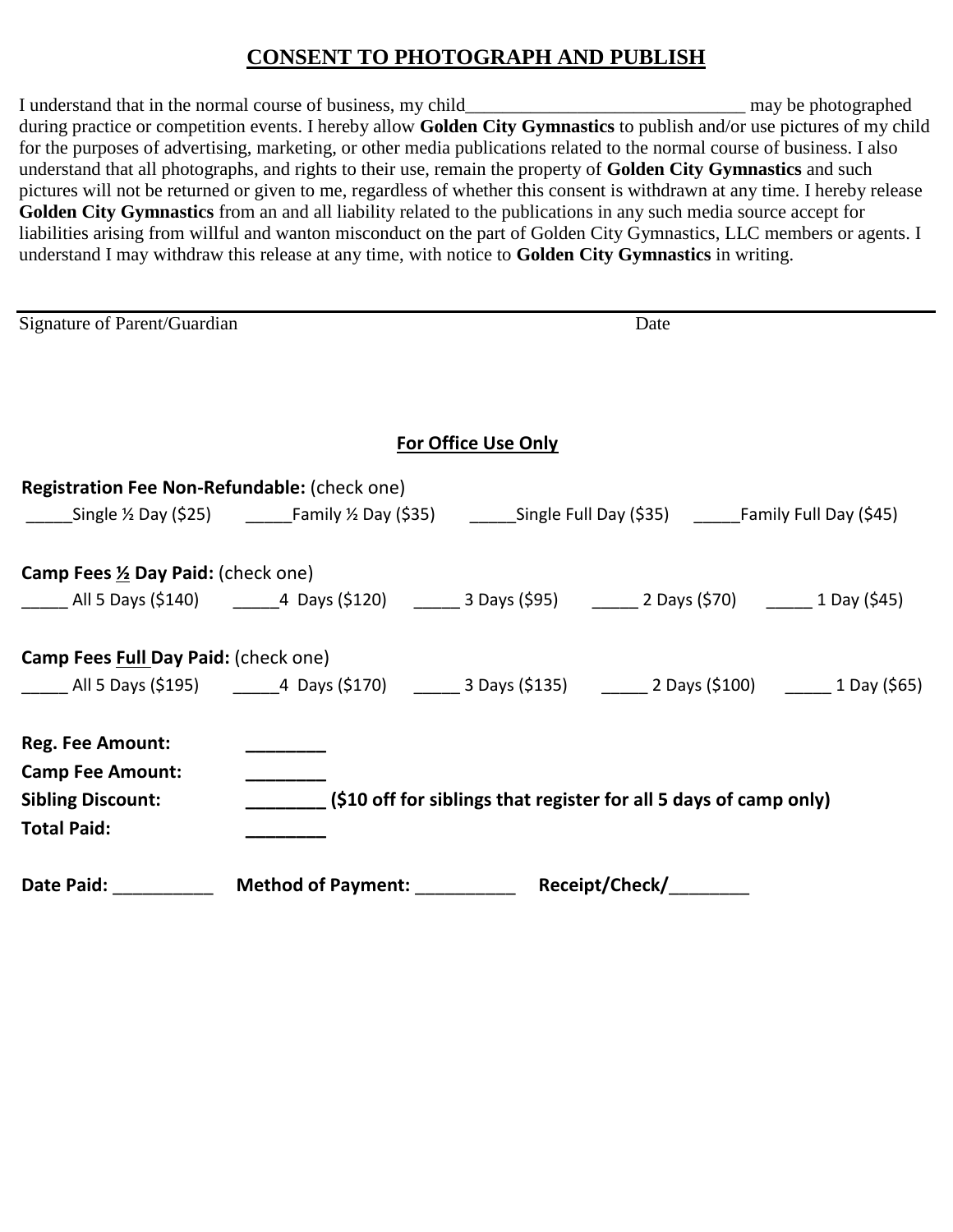# CONSENT TO PHOTOGRAPH AND PUBLISH

I understand that in the normal course of business, my child______________________________ may be photographed during practice or competition events. I hereby allow **Golden City Gymnastics** to publish and/or use pictures of my child for the purposes of advertising, marketing, or other media publications related to the normal course of business. I also understand that all photographs, and rights to their use, remain the property of **Golden City Gymnastics** and such pictures will not be returned or given to me, regardless of whether this consent is withdrawn at any time. I hereby release **Golden City Gymnastics** from an and all liability related to the publications in any such media source accept for liabilities arising from willful and wanton misconduct on the part of Golden City Gymnastics, LLC members or agents. I understand I may withdraw this release at any time, with notice to **Golden City Gymnastics** in writing.

Signature of Parent/Guardian Date

## For Office Use Only

**Registration Fee Non-Refundable:** (check one)

_____Single ½ Day ($25) _____Family ½ Day ($35) _____Single Full Day ($35) _____Family Full Day ($45)

**Camp Fees ½ Day Paid:** (check one)

_____ All 5 Days ($140) _____4 Days ($120) _____ 3 Days ($95) _____ 2 Days ($70) _____ 1 Day ($45)

**Camp Fees Full Day Paid:** (check one)

_____ All 5 Days ($195) _____4 Days ($170) _____ 3 Days ($135) _____ 2 Days ($100) _____ 1 Day ($65)

**Reg. Fee Amount:** ________

**Camp Fee Amount:** ________

**Sibling Discount:** ________ **($10 off for siblings that register for all 5 days of camp only)**

**Total Paid:** ________

**Date Paid:** __________ **Method of Payment:** __________ **Receipt/Check/**________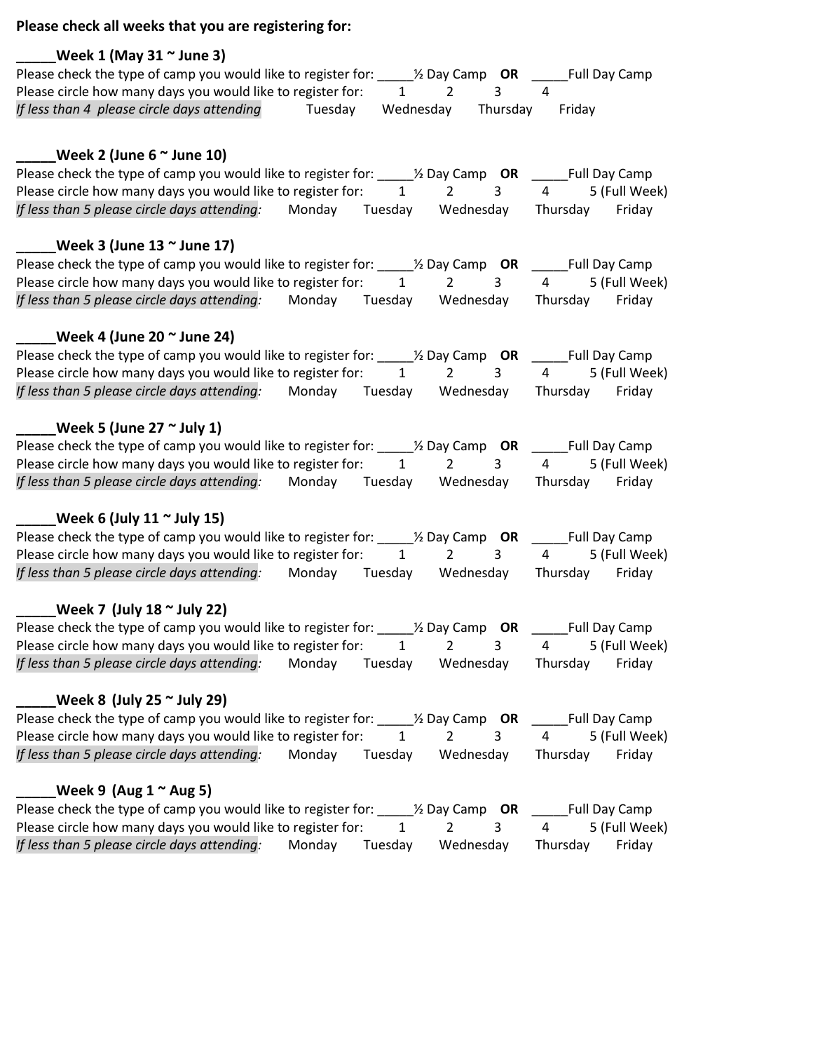**Please check all weeks that you are registering for:**

**_____Week 1 (May 31 ~ June 3)**

Please check the type of camp you would like to register for: _____½ Day Camp **OR** _____Full Day Camp

Please circle how many days you would like to register for: 1 2 3 4

*If less than 4 please circle days attending* Tuesday Wednesday Thursday Friday

**_____Week 2 (June 6 ~ June 10)**

Please check the type of camp you would like to register for: _____½ Day Camp **OR** _____Full Day Camp

Please circle how many days you would like to register for: 1 2 3 4 5 (Full Week)

*If less than 5 please circle days attending:* Monday Tuesday Wednesday Thursday Friday

**_____Week 3 (June 13 ~ June 17)**

Please check the type of camp you would like to register for: _____½ Day Camp **OR** _____Full Day Camp

Please circle how many days you would like to register for: 1 2 3 4 5 (Full Week)

*If less than 5 please circle days attending:* Monday Tuesday Wednesday Thursday Friday

**_____Week 4 (June 20 ~ June 24)**

Please check the type of camp you would like to register for: _____½ Day Camp **OR** _____Full Day Camp

Please circle how many days you would like to register for: 1 2 3 4 5 (Full Week)

*If less than 5 please circle days attending:* Monday Tuesday Wednesday Thursday Friday

**_____Week 5 (June 27 ~ July 1)**

Please check the type of camp you would like to register for: _____½ Day Camp **OR** _____Full Day Camp

Please circle how many days you would like to register for: 1 2 3 4 5 (Full Week)

*If less than 5 please circle days attending:* Monday Tuesday Wednesday Thursday Friday

**_____Week 6 (July 11 ~ July 15)**

Please check the type of camp you would like to register for: _____½ Day Camp **OR** _____Full Day Camp

Please circle how many days you would like to register for: 1 2 3 4 5 (Full Week)

*If less than 5 please circle days attending:* Monday Tuesday Wednesday Thursday Friday

**_____Week 7 (July 18 ~ July 22)**

Please check the type of camp you would like to register for: _____½ Day Camp **OR** _____Full Day Camp

Please circle how many days you would like to register for: 1 2 3 4 5 (Full Week)

*If less than 5 please circle days attending:* Monday Tuesday Wednesday Thursday Friday

**_____Week 8 (July 25 ~ July 29)**

Please check the type of camp you would like to register for: _____½ Day Camp **OR** _____Full Day Camp

Please circle how many days you would like to register for: 1 2 3 4 5 (Full Week)

*If less than 5 please circle days attending:* Monday Tuesday Wednesday Thursday Friday

**_____Week 9 (Aug 1 ~ Aug 5)**

Please check the type of camp you would like to register for: _____½ Day Camp **OR** _____Full Day Camp

Please circle how many days you would like to register for: 1 2 3 4 5 (Full Week)

*If less than 5 please circle days attending:* Monday Tuesday Wednesday Thursday Friday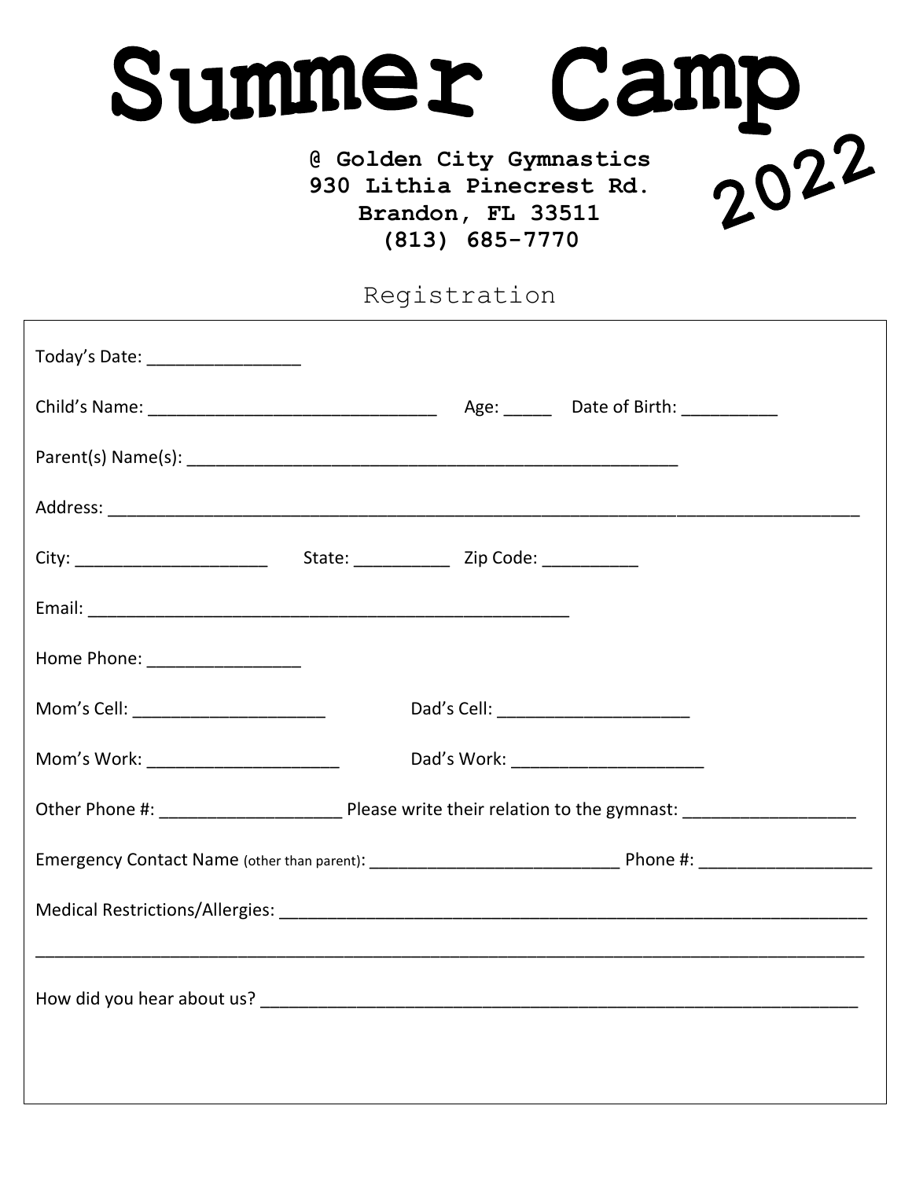# Summer Camp

**@ Golden City Gymnastics**
**930 Lithia Pinecrest Rd.**
**Brandon, FL 33511**
**(813) 685-7770**

**2022**

## Registration

Today's Date: ________________

Child's Name: ______________________________ Age: _____ Date of Birth: __________

Parent(s) Name(s): ___________________________________________________

Address: ___________________________________________________________________________

City: ____________________ State: __________ Zip Code: __________

Email: __________________________________________________

Home Phone: ________________

Mom's Cell: ____________________ Dad's Cell: ____________________

Mom's Work: ____________________ Dad's Work: ____________________

Other Phone #: ___________________ Please write their relation to the gymnast: __________________

Emergency Contact Name (other than parent): _________________________ Phone #: _________________

Medical Restrictions/Allergies: _____________________________________________________________

_____________________________________________________________________________________

How did you hear about us? _____________________________________________________________